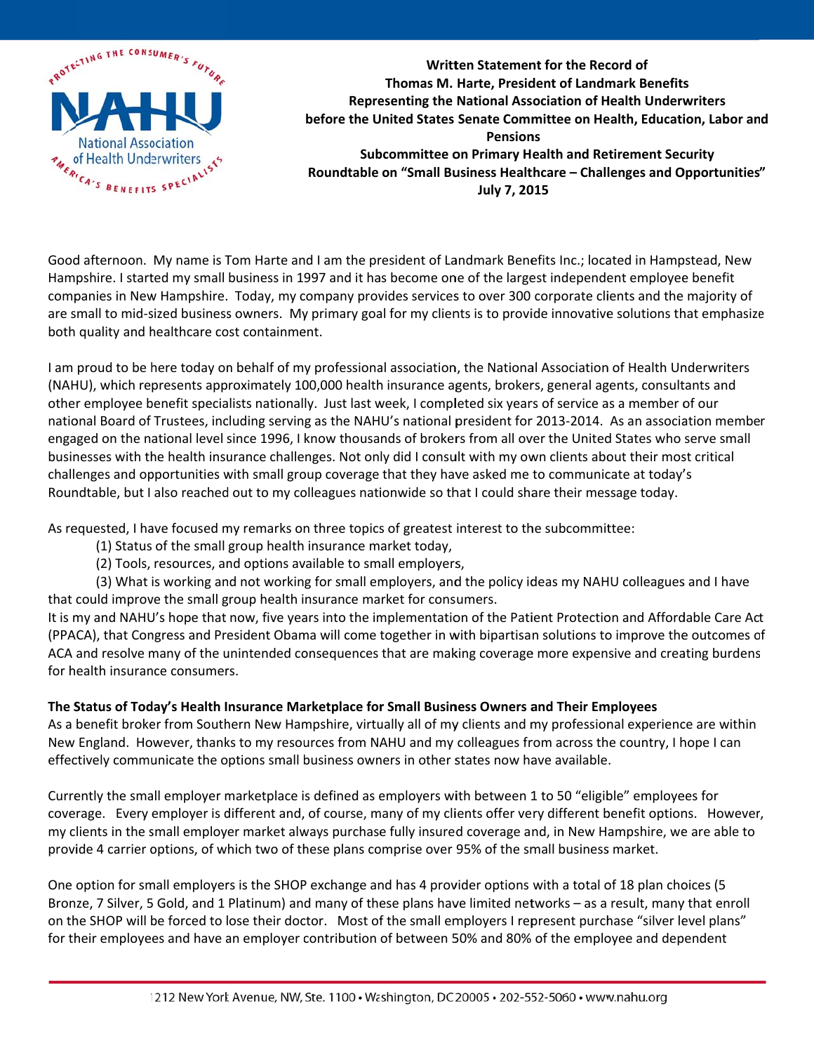**Written Statement for the Record of**
**Thomas M. Harte, President of Landmark Benefits**
**Representing the National Association of Health Underwriters**
**before the United States Senate Committee on Health, Education, Labor and Pensions**
**Subcommittee on Primary Health and Retirement Security**
**Roundtable on "Small Business Healthcare – Challenges and Opportunities"**
**July 7, 2015**

Good afternoon. My name is Tom Harte and I am the president of Landmark Benefits Inc.; located in Hampstead, New Hampshire. I started my small business in 1997 and it has become one of the largest independent employee benefit companies in New Hampshire. Today, my company provides services to over 300 corporate clients and the majority of are small to mid-sized business owners. My primary goal for my clients is to provide innovative solutions that emphasize both quality and healthcare cost containment.

I am proud to be here today on behalf of my professional association, the National Association of Health Underwriters (NAHU), which represents approximately 100,000 health insurance agents, brokers, general agents, consultants and other employee benefit specialists nationally. Just last week, I completed six years of service as a member of our national Board of Trustees, including serving as the NAHU's national president for 2013-2014. As an association member engaged on the national level since 1996, I know thousands of brokers from all over the United States who serve small businesses with the health insurance challenges. Not only did I consult with my own clients about their most critical challenges and opportunities with small group coverage that they have asked me to communicate at today's Roundtable, but I also reached out to my colleagues nationwide so that I could share their message today.

As requested, I have focused my remarks on three topics of greatest interest to the subcommittee:

(1) Status of the small group health insurance market today,

(2) Tools, resources, and options available to small employers,

(3) What is working and not working for small employers, and the policy ideas my NAHU colleagues and I have that could improve the small group health insurance market for consumers.

It is my and NAHU's hope that now, five years into the implementation of the Patient Protection and Affordable Care Act (PPACA), that Congress and President Obama will come together in with bipartisan solutions to improve the outcomes of ACA and resolve many of the unintended consequences that are making coverage more expensive and creating burdens for health insurance consumers.

**The Status of Today's Health Insurance Marketplace for Small Business Owners and Their Employees**

As a benefit broker from Southern New Hampshire, virtually all of my clients and my professional experience are within New England. However, thanks to my resources from NAHU and my colleagues from across the country, I hope I can effectively communicate the options small business owners in other states now have available.

Currently the small employer marketplace is defined as employers with between 1 to 50 "eligible" employees for coverage. Every employer is different and, of course, many of my clients offer very different benefit options. However, my clients in the small employer market always purchase fully insured coverage and, in New Hampshire, we are able to provide 4 carrier options, of which two of these plans comprise over 95% of the small business market.

One option for small employers is the SHOP exchange and has 4 provider options with a total of 18 plan choices (5 Bronze, 7 Silver, 5 Gold, and 1 Platinum) and many of these plans have limited networks – as a result, many that enroll on the SHOP will be forced to lose their doctor. Most of the small employers I represent purchase "silver level plans" for their employees and have an employer contribution of between 50% and 80% of the employee and dependent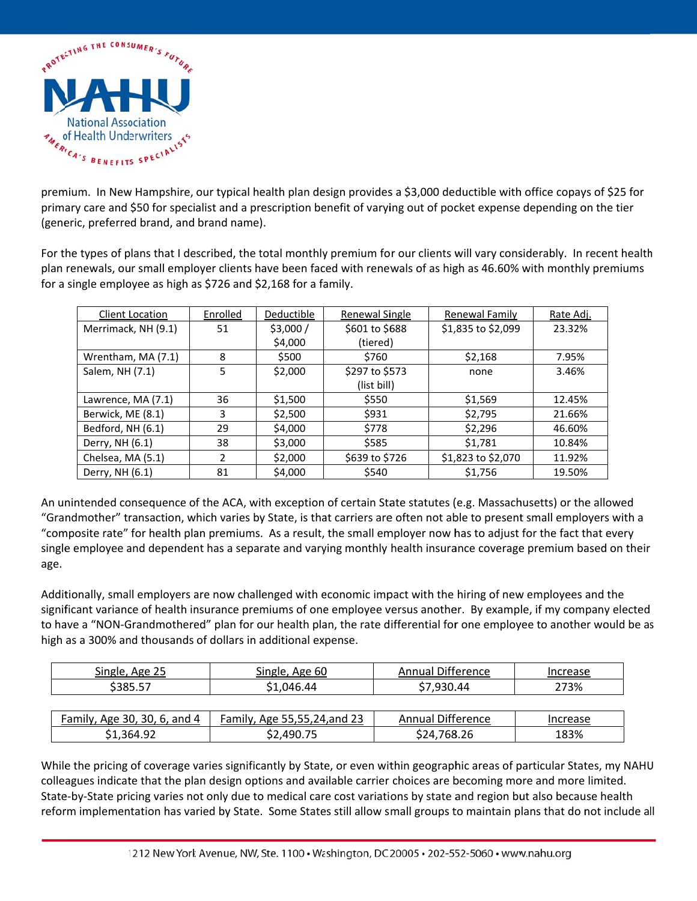premium. In New Hampshire, our typical health plan design provides a $3,000 deductible with office copays of $25 for primary care and $50 for specialist and a prescription benefit of varying out of pocket expense depending on the tier (generic, preferred brand, and brand name).

For the types of plans that I described, the total monthly premium for our clients will vary considerably. In recent health plan renewals, our small employer clients have been faced with renewals of as high as 46.60% with monthly premiums for a single employee as high as $726 and $2,168 for a family.

| Client Location | Enrolled | Deductible | Renewal Single | Renewal Family | Rate Adj. |
|---|---|---|---|---|---|
| Merrimack, NH (9.1) | 51 | $3,000 / $4,000 | $601 to $688 (tiered) | $1,835 to $2,099 | 23.32% |
| Wrentham, MA (7.1) | 8 | $500 | $760 | $2,168 | 7.95% |
| Salem, NH (7.1) | 5 | $2,000 | $297 to $573 (list bill) | none | 3.46% |
| Lawrence, MA (7.1) | 36 | $1,500 | $550 | $1,569 | 12.45% |
| Berwick, ME (8.1) | 3 | $2,500 | $931 | $2,795 | 21.66% |
| Bedford, NH (6.1) | 29 | $4,000 | $778 | $2,296 | 46.60% |
| Derry, NH (6.1) | 38 | $3,000 | $585 | $1,781 | 10.84% |
| Chelsea, MA (5.1) | 2 | $2,000 | $639 to $726 | $1,823 to $2,070 | 11.92% |
| Derry, NH (6.1) | 81 | $4,000 | $540 | $1,756 | 19.50% |

An unintended consequence of the ACA, with exception of certain State statutes (e.g. Massachusetts) or the allowed "Grandmother" transaction, which varies by State, is that carriers are often not able to present small employers with a "composite rate" for health plan premiums. As a result, the small employer now has to adjust for the fact that every single employee and dependent has a separate and varying monthly health insurance coverage premium based on their age.

Additionally, small employers are now challenged with economic impact with the hiring of new employees and the significant variance of health insurance premiums of one employee versus another. By example, if my company elected to have a "NON-Grandmothered" plan for our health plan, the rate differential for one employee to another would be as high as a 300% and thousands of dollars in additional expense.

| Single, Age 25 | Single, Age 60 | Annual Difference | Increase |
|---|---|---|---|
| $385.57 | $1,046.44 | $7,930.44 | 273% |

| Family, Age 30, 30, 6, and 4 | Family, Age 55,55,24,and 23 | Annual Difference | Increase |
|---|---|---|---|
| $1,364.92 | $2,490.75 | $24,768.26 | 183% |

While the pricing of coverage varies significantly by State, or even within geographic areas of particular States, my NAHU colleagues indicate that the plan design options and available carrier choices are becoming more and more limited. State-by-State pricing varies not only due to medical care cost variations by state and region but also because health reform implementation has varied by State. Some States still allow small groups to maintain plans that do not include all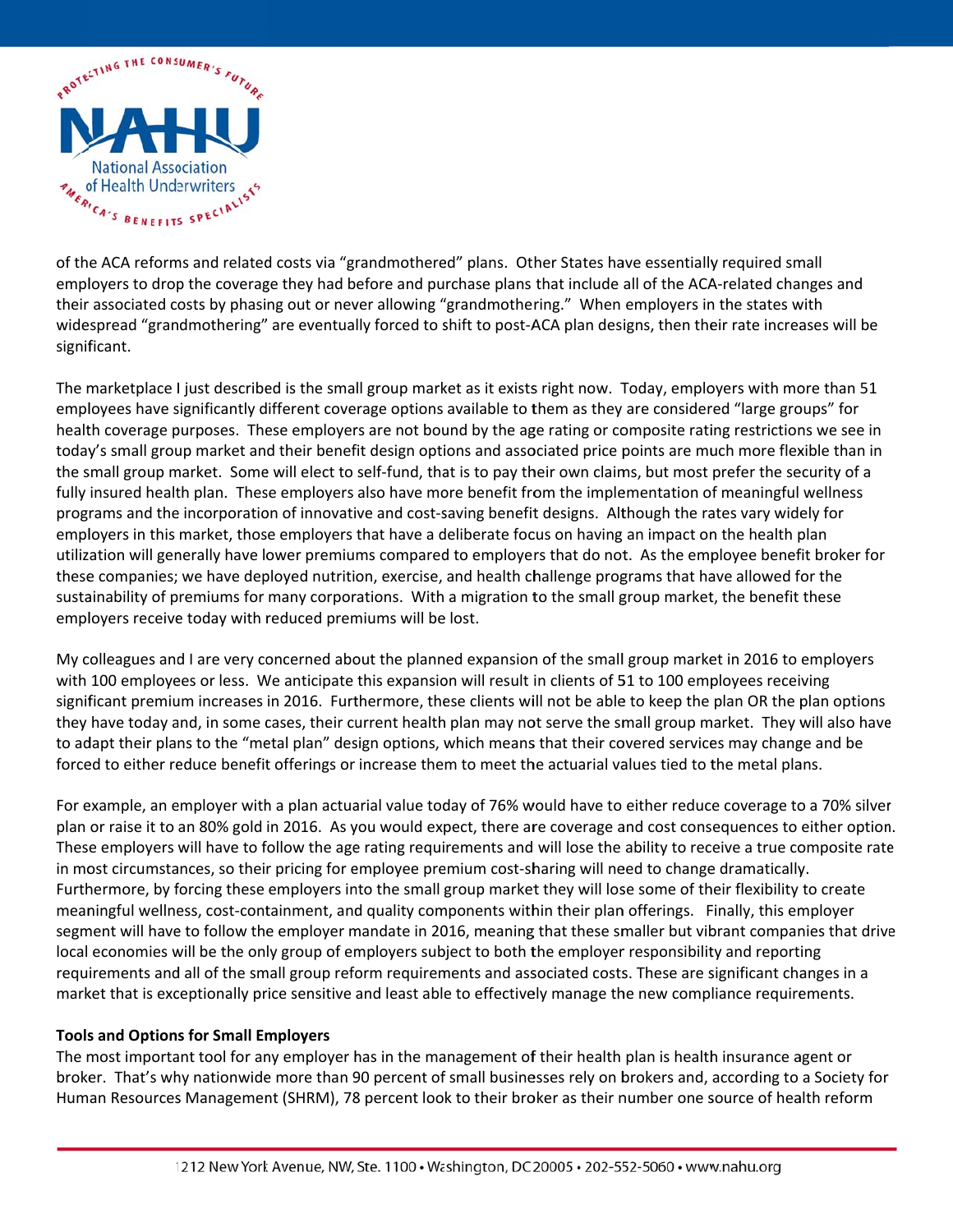of the ACA reforms and related costs via "grandmothered" plans. Other States have essentially required small employers to drop the coverage they had before and purchase plans that include all of the ACA-related changes and their associated costs by phasing out or never allowing "grandmothering." When employers in the states with widespread "grandmothering" are eventually forced to shift to post-ACA plan designs, then their rate increases will be significant.

The marketplace I just described is the small group market as it exists right now. Today, employers with more than 51 employees have significantly different coverage options available to them as they are considered "large groups" for health coverage purposes. These employers are not bound by the age rating or composite rating restrictions we see in today's small group market and their benefit design options and associated price points are much more flexible than in the small group market. Some will elect to self-fund, that is to pay their own claims, but most prefer the security of a fully insured health plan. These employers also have more benefit from the implementation of meaningful wellness programs and the incorporation of innovative and cost-saving benefit designs. Although the rates vary widely for employers in this market, those employers that have a deliberate focus on having an impact on the health plan utilization will generally have lower premiums compared to employers that do not. As the employee benefit broker for these companies; we have deployed nutrition, exercise, and health challenge programs that have allowed for the sustainability of premiums for many corporations. With a migration to the small group market, the benefit these employers receive today with reduced premiums will be lost.

My colleagues and I are very concerned about the planned expansion of the small group market in 2016 to employers with 100 employees or less. We anticipate this expansion will result in clients of 51 to 100 employees receiving significant premium increases in 2016. Furthermore, these clients will not be able to keep the plan OR the plan options they have today and, in some cases, their current health plan may not serve the small group market. They will also have to adapt their plans to the "metal plan" design options, which means that their covered services may change and be forced to either reduce benefit offerings or increase them to meet the actuarial values tied to the metal plans.

For example, an employer with a plan actuarial value today of 76% would have to either reduce coverage to a 70% silver plan or raise it to an 80% gold in 2016. As you would expect, there are coverage and cost consequences to either option. These employers will have to follow the age rating requirements and will lose the ability to receive a true composite rate in most circumstances, so their pricing for employee premium cost-sharing will need to change dramatically. Furthermore, by forcing these employers into the small group market they will lose some of their flexibility to create meaningful wellness, cost-containment, and quality components within their plan offerings. Finally, this employer segment will have to follow the employer mandate in 2016, meaning that these smaller but vibrant companies that drive local economies will be the only group of employers subject to both the employer responsibility and reporting requirements and all of the small group reform requirements and associated costs. These are significant changes in a market that is exceptionally price sensitive and least able to effectively manage the new compliance requirements.

**Tools and Options for Small Employers**

The most important tool for any employer has in the management of their health plan is health insurance agent or broker. That's why nationwide more than 90 percent of small businesses rely on brokers and, according to a Society for Human Resources Management (SHRM), 78 percent look to their broker as their number one source of health reform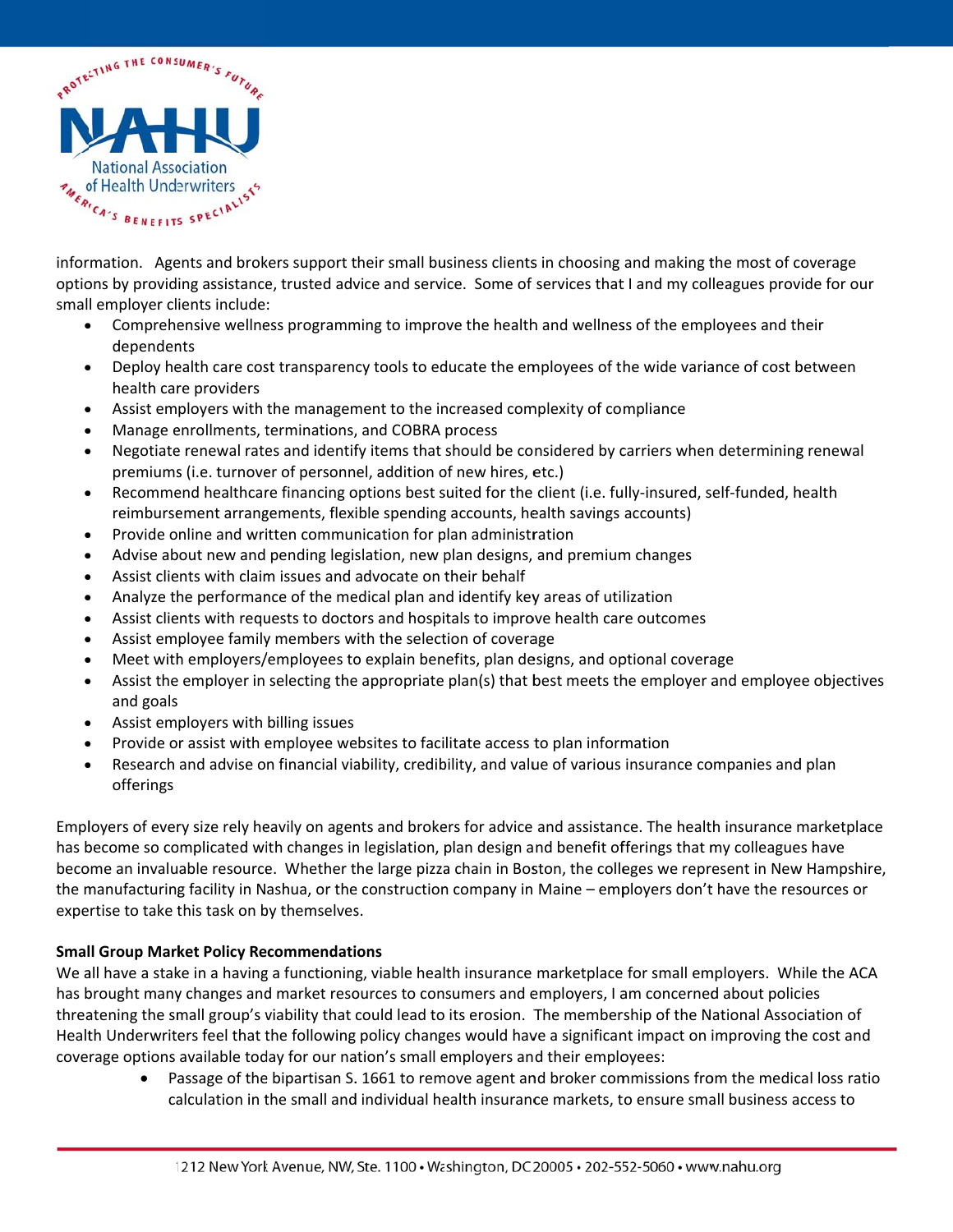information.  Agents and brokers support their small business clients in choosing and making the most of coverage options by providing assistance, trusted advice and service.  Some of services that I and my colleagues provide for our small employer clients include:

- Comprehensive wellness programming to improve the health and wellness of the employees and their dependents
- Deploy health care cost transparency tools to educate the employees of the wide variance of cost between health care providers
- Assist employers with the management to the increased complexity of compliance
- Manage enrollments, terminations, and COBRA process
- Negotiate renewal rates and identify items that should be considered by carriers when determining renewal premiums (i.e. turnover of personnel, addition of new hires, etc.)
- Recommend healthcare financing options best suited for the client (i.e. fully-insured, self-funded, health reimbursement arrangements, flexible spending accounts, health savings accounts)
- Provide online and written communication for plan administration
- Advise about new and pending legislation, new plan designs, and premium changes
- Assist clients with claim issues and advocate on their behalf
- Analyze the performance of the medical plan and identify key areas of utilization
- Assist clients with requests to doctors and hospitals to improve health care outcomes
- Assist employee family members with the selection of coverage
- Meet with employers/employees to explain benefits, plan designs, and optional coverage
- Assist the employer in selecting the appropriate plan(s) that best meets the employer and employee objectives and goals
- Assist employers with billing issues
- Provide or assist with employee websites to facilitate access to plan information
- Research and advise on financial viability, credibility, and value of various insurance companies and plan offerings

Employers of every size rely heavily on agents and brokers for advice and assistance. The health insurance marketplace has become so complicated with changes in legislation, plan design and benefit offerings that my colleagues have become an invaluable resource.  Whether the large pizza chain in Boston, the colleges we represent in New Hampshire, the manufacturing facility in Nashua, or the construction company in Maine – employers don't have the resources or expertise to take this task on by themselves.

**Small Group Market Policy Recommendations**

We all have a stake in a having a functioning, viable health insurance marketplace for small employers.  While the ACA has brought many changes and market resources to consumers and employers, I am concerned about policies threatening the small group's viability that could lead to its erosion.  The membership of the National Association of Health Underwriters feel that the following policy changes would have a significant impact on improving the cost and coverage options available today for our nation's small employers and their employees:

- Passage of the bipartisan S. 1661 to remove agent and broker commissions from the medical loss ratio calculation in the small and individual health insurance markets, to ensure small business access to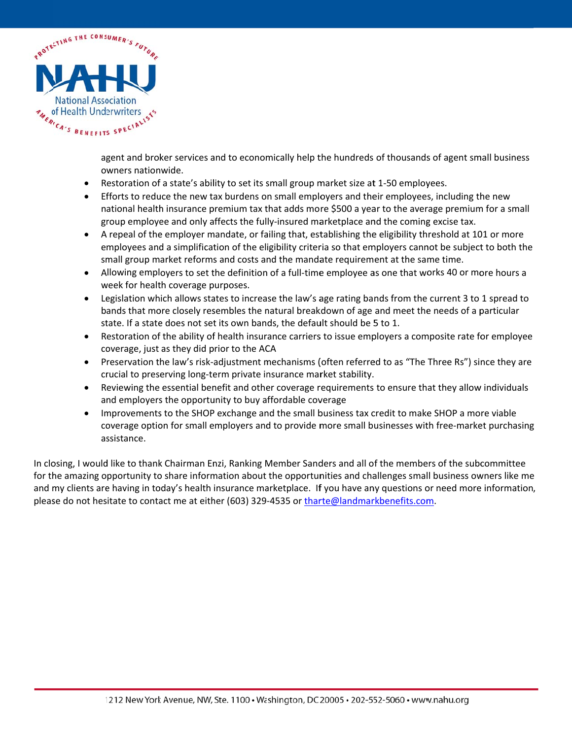agent and broker services and to economically help the hundreds of thousands of agent small business owners nationwide.

- Restoration of a state's ability to set its small group market size at 1-50 employees.
- Efforts to reduce the new tax burdens on small employers and their employees, including the new national health insurance premium tax that adds more $500 a year to the average premium for a small group employee and only affects the fully-insured marketplace and the coming excise tax.
- A repeal of the employer mandate, or failing that, establishing the eligibility threshold at 101 or more employees and a simplification of the eligibility criteria so that employers cannot be subject to both the small group market reforms and costs and the mandate requirement at the same time.
- Allowing employers to set the definition of a full-time employee as one that works 40 or more hours a week for health coverage purposes.
- Legislation which allows states to increase the law's age rating bands from the current 3 to 1 spread to bands that more closely resembles the natural breakdown of age and meet the needs of a particular state. If a state does not set its own bands, the default should be 5 to 1.
- Restoration of the ability of health insurance carriers to issue employers a composite rate for employee coverage, just as they did prior to the ACA
- Preservation the law's risk-adjustment mechanisms (often referred to as "The Three Rs") since they are crucial to preserving long-term private insurance market stability.
- Reviewing the essential benefit and other coverage requirements to ensure that they allow individuals and employers the opportunity to buy affordable coverage
- Improvements to the SHOP exchange and the small business tax credit to make SHOP a more viable coverage option for small employers and to provide more small businesses with free-market purchasing assistance.

In closing, I would like to thank Chairman Enzi, Ranking Member Sanders and all of the members of the subcommittee for the amazing opportunity to share information about the opportunities and challenges small business owners like me and my clients are having in today's health insurance marketplace. If you have any questions or need more information, please do not hesitate to contact me at either (603) 329-4535 or tharte@landmarkbenefits.com.